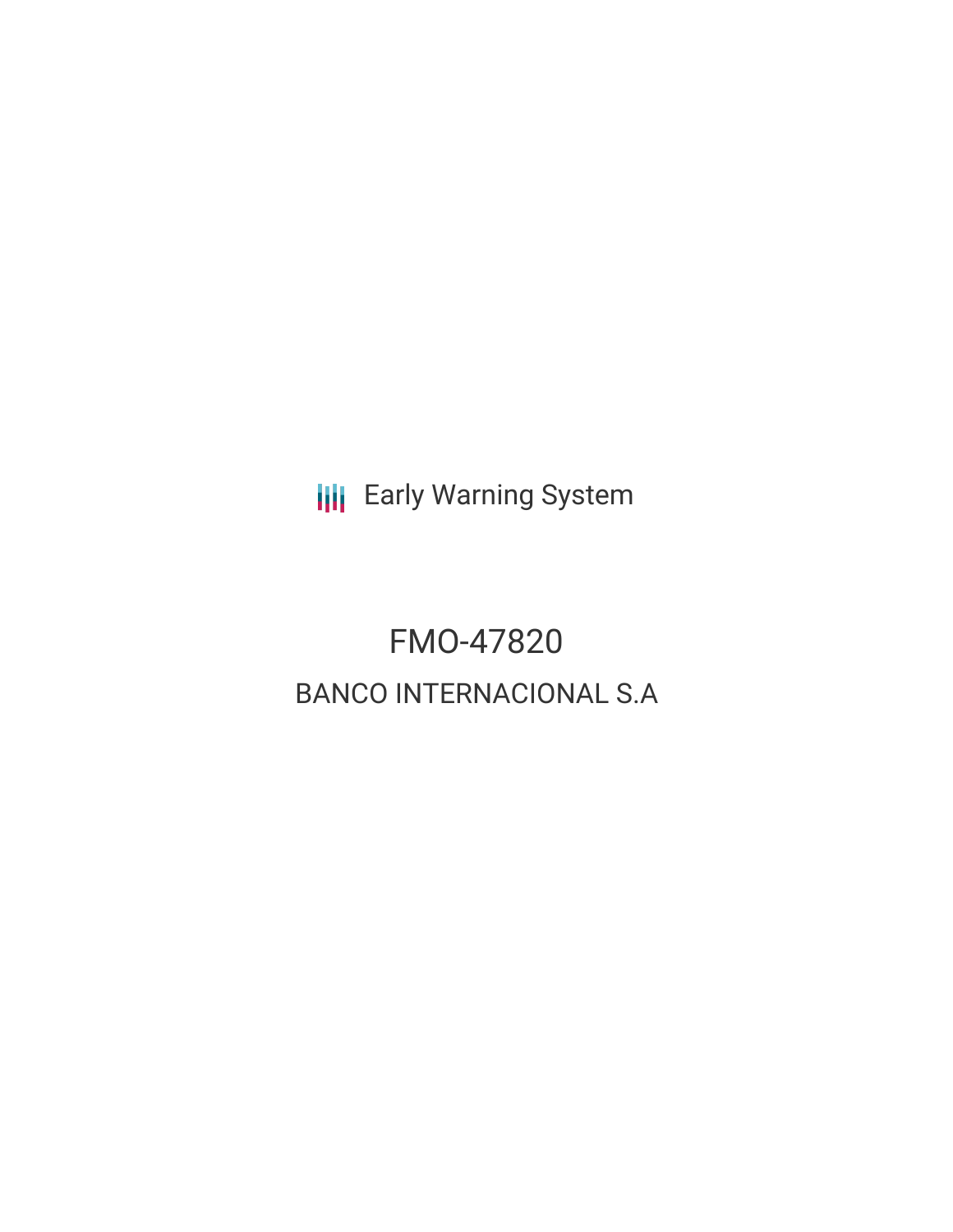Early Warning System

# FMO-47820

## BANCO INTERNACIONAL S.A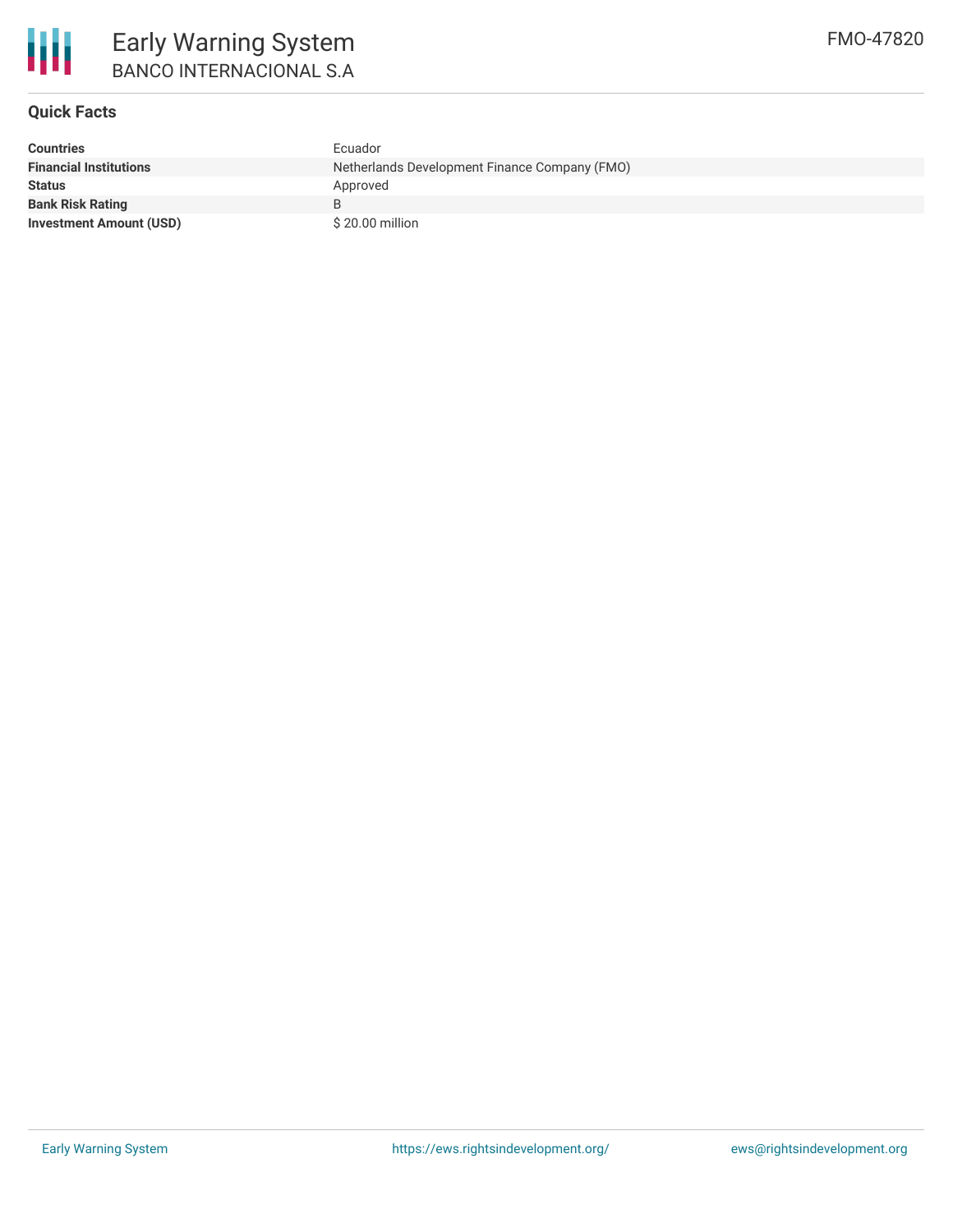# Early Warning System

BANCO INTERNACIONAL S.A

FMO-47820

## Quick Facts

| | |
|---|---|
| **Countries** | Ecuador |
| **Financial Institutions** | Netherlands Development Finance Company (FMO) |
| **Status** | Approved |
| **Bank Risk Rating** | B |
| **Investment Amount (USD)** | $ 20.00 million |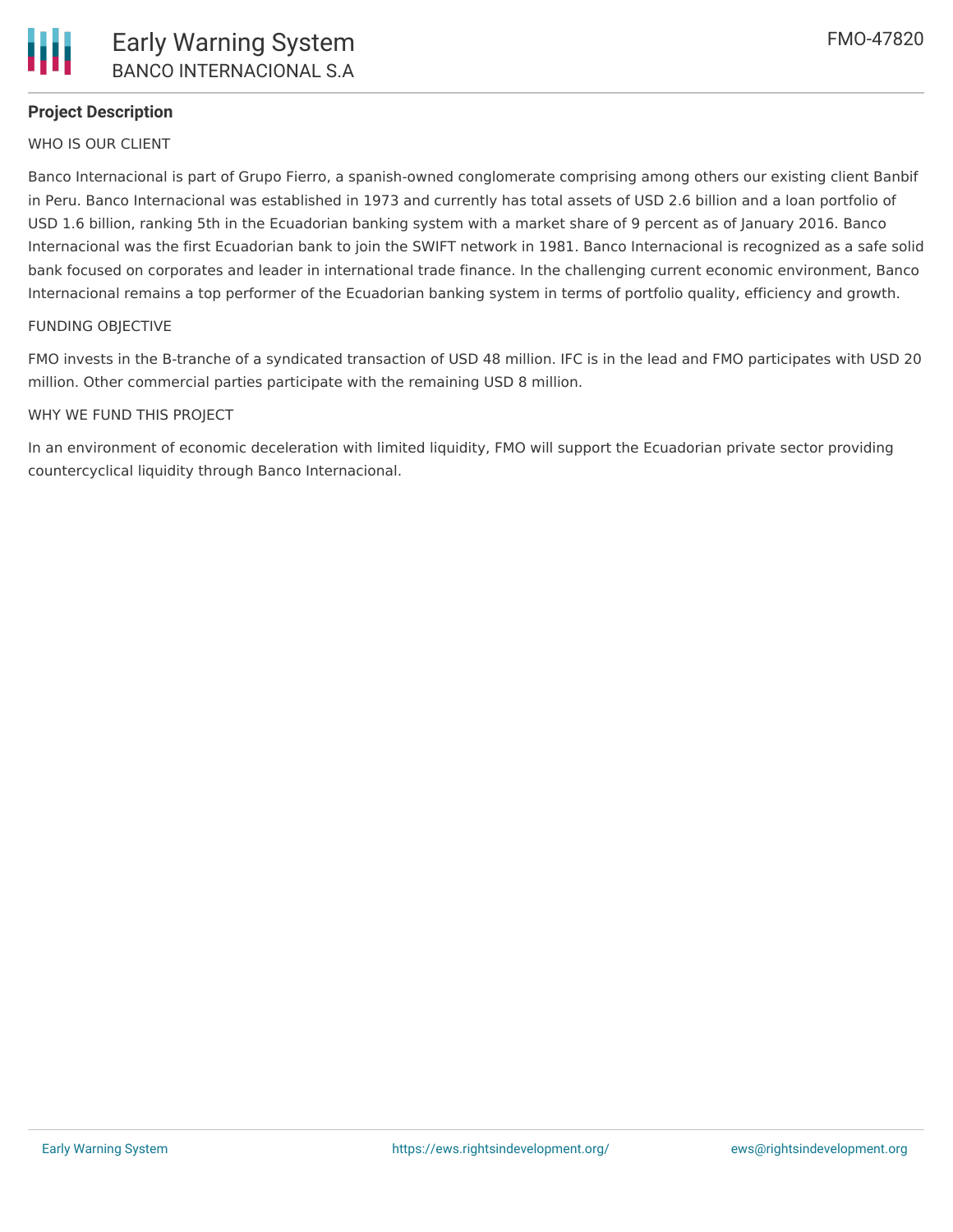## Project Description

WHO IS OUR CLIENT

Banco Internacional is part of Grupo Fierro, a spanish-owned conglomerate comprising among others our existing client Banbif in Peru. Banco Internacional was established in 1973 and currently has total assets of USD 2.6 billion and a loan portfolio of USD 1.6 billion, ranking 5th in the Ecuadorian banking system with a market share of 9 percent as of January 2016. Banco Internacional was the first Ecuadorian bank to join the SWIFT network in 1981. Banco Internacional is recognized as a safe solid bank focused on corporates and leader in international trade finance. In the challenging current economic environment, Banco Internacional remains a top performer of the Ecuadorian banking system in terms of portfolio quality, efficiency and growth.

FUNDING OBJECTIVE

FMO invests in the B-tranche of a syndicated transaction of USD 48 million. IFC is in the lead and FMO participates with USD 20 million. Other commercial parties participate with the remaining USD 8 million.

WHY WE FUND THIS PROJECT

In an environment of economic deceleration with limited liquidity, FMO will support the Ecuadorian private sector providing countercyclical liquidity through Banco Internacional.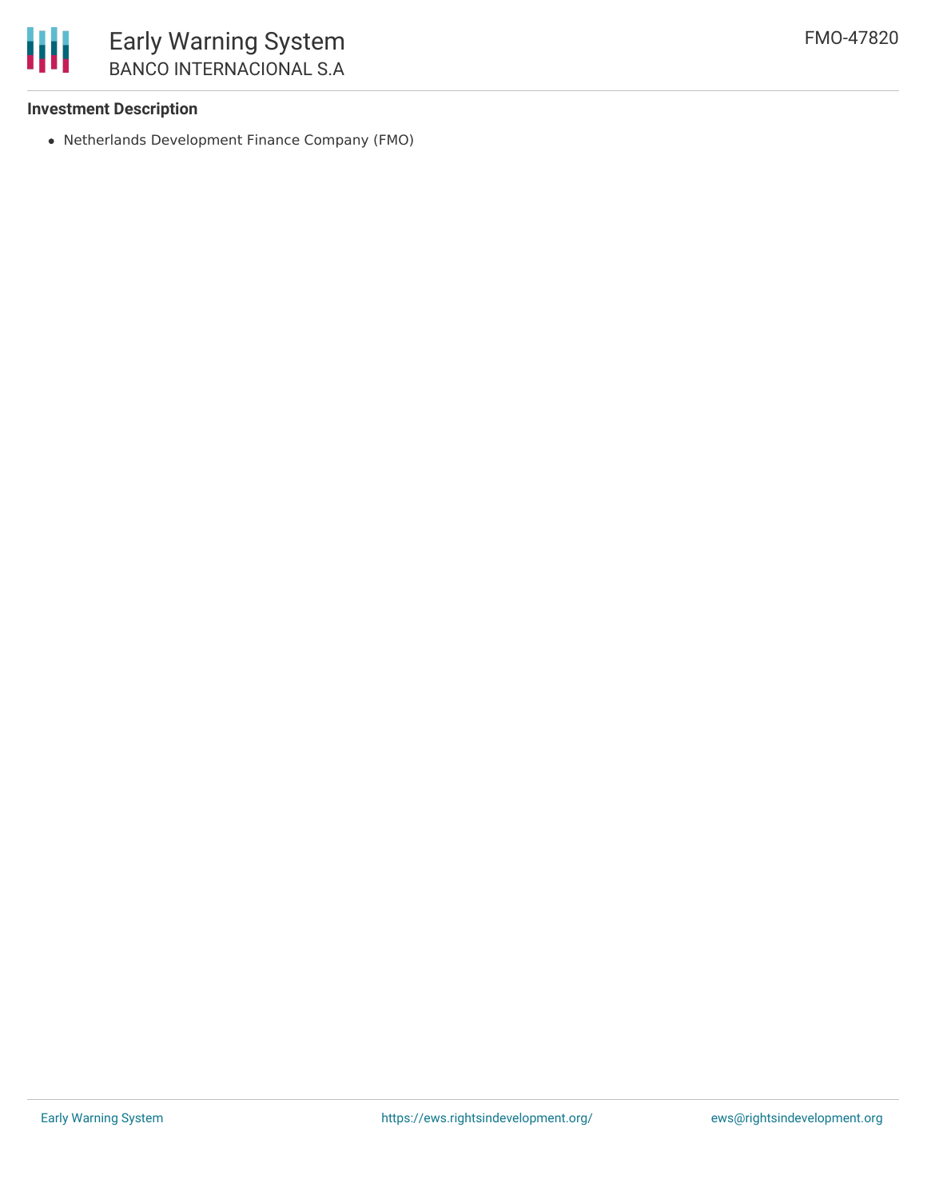**Investment Description**

- Netherlands Development Finance Company (FMO)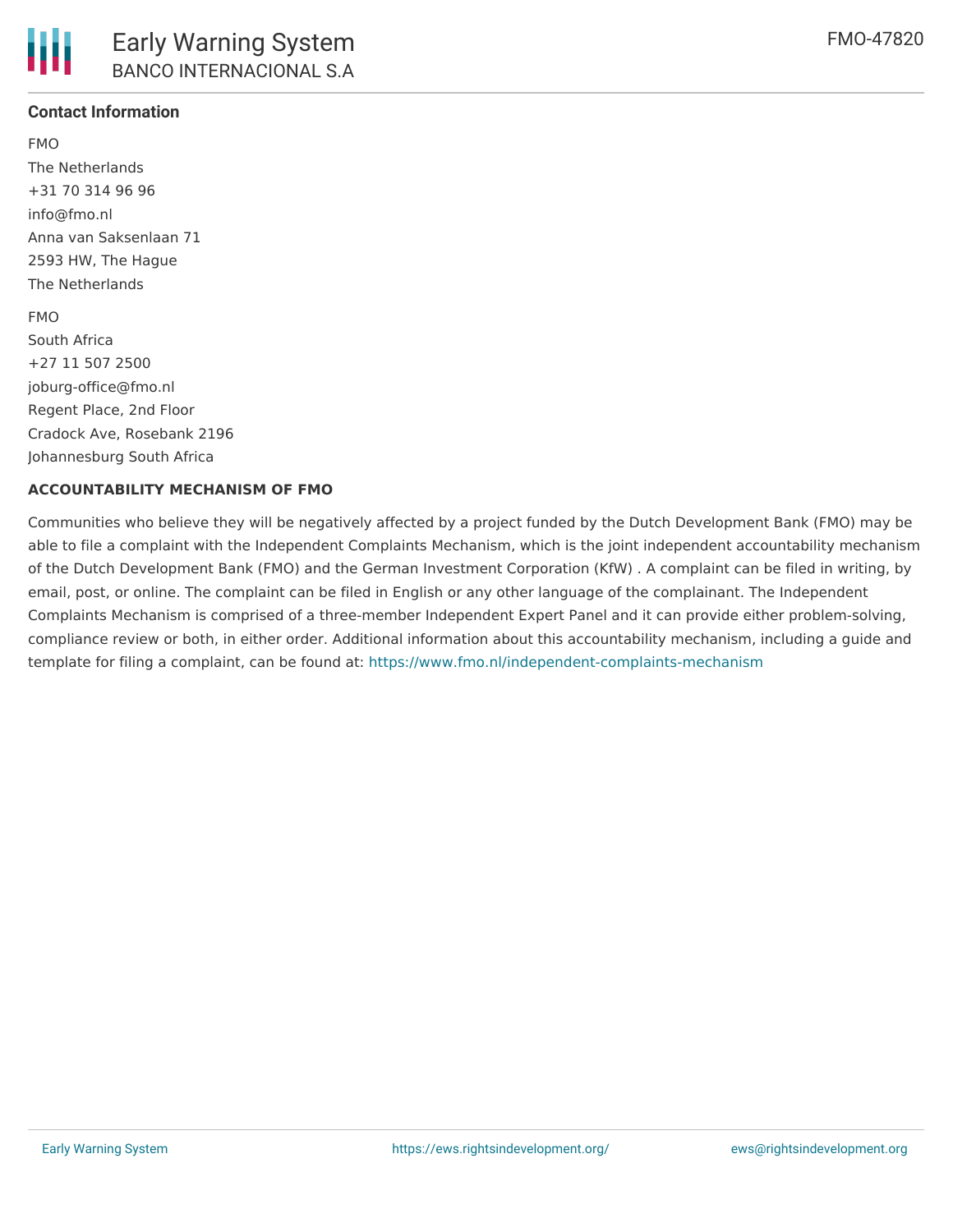**Contact Information**

FMO
The Netherlands
+31 70 314 96 96
info@fmo.nl
Anna van Saksenlaan 71
2593 HW, The Hague
The Netherlands

FMO
South Africa
+27 11 507 2500
joburg-office@fmo.nl
Regent Place, 2nd Floor
Cradock Ave, Rosebank 2196
Johannesburg South Africa

**ACCOUNTABILITY MECHANISM OF FMO**

Communities who believe they will be negatively affected by a project funded by the Dutch Development Bank (FMO) may be able to file a complaint with the Independent Complaints Mechanism, which is the joint independent accountability mechanism of the Dutch Development Bank (FMO) and the German Investment Corporation (KfW) . A complaint can be filed in writing, by email, post, or online. The complaint can be filed in English or any other language of the complainant. The Independent Complaints Mechanism is comprised of a three-member Independent Expert Panel and it can provide either problem-solving, compliance review or both, in either order. Additional information about this accountability mechanism, including a guide and template for filing a complaint, can be found at: https://www.fmo.nl/independent-complaints-mechanism